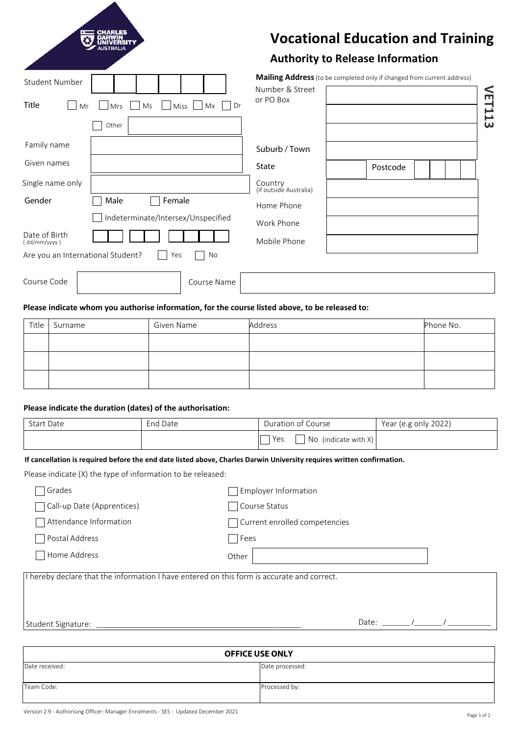CHARLES DARWIN UNIVERSITY AUSTRALIA

# Vocational Education and Training

## Authority to Release Information

VET113

Student Number

Title ☐ Mr ☐ Mrs ☐ Ms ☐ Miss ☐ Mx ☐ Dr

☐ Other

Family name

Given names

Single name only

Gender ☐ Male ☐ Female

☐ Indeterminate/Intersex/Unspecified

Date of Birth (dd/mm/yyyy)

Are you an International Student? ☐ Yes ☐ No

**Mailing Address** (to be completed only if changed from current address)

Number & Street or PO Box

Suburb / Town

State | Postcode

Country (if outside Australia)

Home Phone

Work Phone

Mobile Phone

Course Code | Course Name

**Please indicate whom you authorise information, for the course listed above, to be released to:**

| Title | Surname | Given Name | Address | Phone No. |
|---|---|---|---|---|
| | | | | |
| | | | | |
| | | | | |

**Please indicate the duration (dates) of the authorisation:**

| Start Date | End Date | Duration of Course | Year (e.g only 2022) |
|---|---|---|---|
| | | ☐ Yes ☐ No (indicate with X) | |

**If cancellation is required before the end date listed above, Charles Darwin University requires written confirmation.**

Please indicate (X) the type of information to be released:

☐ Grades

☐ Call-up Date (Apprentices)

☐ Attendance Information

☐ Postal Address

☐ Home Address

☐ Employer Information

☐ Course Status

☐ Current enrolled competencies

☐ Fees

Other

I hereby declare that the information I have entered on this form is accurate and correct.

Student Signature: ______________________________________________ Date: ______ /______ / __________

| OFFICE USE ONLY | |
|---|---|
| Date received: | Date processed: |
| Team Code: | Processed by: |

Version 2.9 - Authorising Officer: Manager Enrolments - SES - Updated December 2021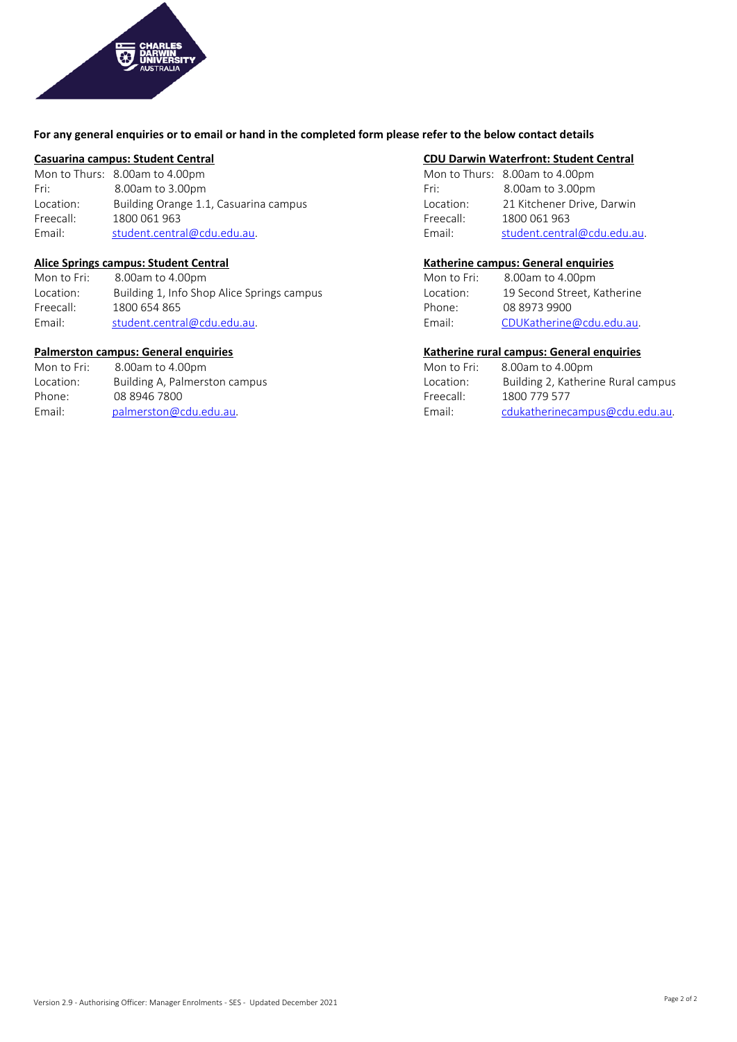**For any general enquiries or to email or hand in the completed form please refer to the below contact details**

**Casuarina campus: Student Central**

Mon to Thurs: 8.00am to 4.00pm
Fri: 8.00am to 3.00pm
Location: Building Orange 1.1, Casuarina campus
Freecall: 1800 061 963
Email: student.central@cdu.edu.au.

**CDU Darwin Waterfront: Student Central**

Mon to Thurs: 8.00am to 4.00pm
Fri: 8.00am to 3.00pm
Location: 21 Kitchener Drive, Darwin
Freecall: 1800 061 963
Email: student.central@cdu.edu.au.

**Alice Springs campus: Student Central**

Mon to Fri: 8.00am to 4.00pm
Location: Building 1, Info Shop Alice Springs campus
Freecall: 1800 654 865
Email: student.central@cdu.edu.au.

**Katherine campus: General enquiries**

Mon to Fri: 8.00am to 4.00pm
Location: 19 Second Street, Katherine
Phone: 08 8973 9900
Email: CDUKatherine@cdu.edu.au.

**Palmerston campus: General enquiries**

Mon to Fri: 8.00am to 4.00pm
Location: Building A, Palmerston campus
Phone: 08 8946 7800
Email: palmerston@cdu.edu.au.

**Katherine rural campus: General enquiries**

Mon to Fri: 8.00am to 4.00pm
Location: Building 2, Katherine Rural campus
Freecall: 1800 779 577
Email: cdukatherinecampus@cdu.edu.au.

Version 2.9 - Authorising Officer: Manager Enrolments - SES - Updated December 2021